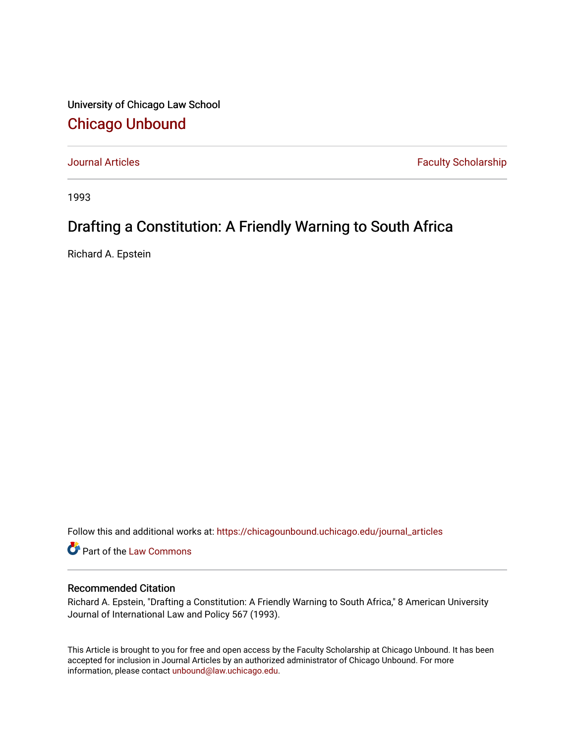University of Chicago Law School

# Chicago Unbound

Journal Articles | Faculty Scholarship

1993

## Drafting a Constitution: A Friendly Warning to South Africa

Richard A. Epstein

Follow this and additional works at: https://chicagounbound.uchicago.edu/journal_articles

Part of the Law Commons

### Recommended Citation

Richard A. Epstein, "Drafting a Constitution: A Friendly Warning to South Africa," 8 American University Journal of International Law and Policy 567 (1993).

This Article is brought to you for free and open access by the Faculty Scholarship at Chicago Unbound. It has been accepted for inclusion in Journal Articles by an authorized administrator of Chicago Unbound. For more information, please contact unbound@law.uchicago.edu.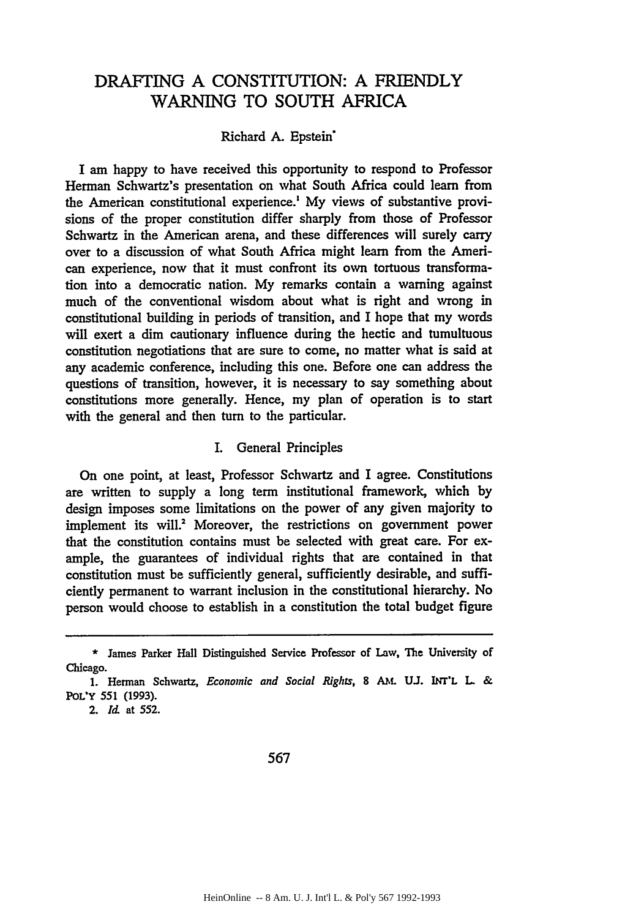# DRAFTING A CONSTITUTION: A FRIENDLY WARNING TO SOUTH AFRICA

Richard A. Epstein*

I am happy to have received this opportunity to respond to Professor Herman Schwartz's presentation on what South Africa could learn from the American constitutional experience.[1] My views of substantive provisions of the proper constitution differ sharply from those of Professor Schwartz in the American arena, and these differences will surely carry over to a discussion of what South Africa might learn from the American experience, now that it must confront its own tortuous transformation into a democratic nation. My remarks contain a warning against much of the conventional wisdom about what is right and wrong in constitutional building in periods of transition, and I hope that my words will exert a dim cautionary influence during the hectic and tumultuous constitution negotiations that are sure to come, no matter what is said at any academic conference, including this one. Before one can address the questions of transition, however, it is necessary to say something about constitutions more generally. Hence, my plan of operation is to start with the general and then turn to the particular.

## I. General Principles

On one point, at least, Professor Schwartz and I agree. Constitutions are written to supply a long term institutional framework, which by design imposes some limitations on the power of any given majority to implement its will.[2] Moreover, the restrictions on government power that the constitution contains must be selected with great care. For example, the guarantees of individual rights that are contained in that constitution must be sufficiently general, sufficiently desirable, and sufficiently permanent to warrant inclusion in the constitutional hierarchy. No person would choose to establish in a constitution the total budget figure

---

\* James Parker Hall Distinguished Service Professor of Law, The University of Chicago.

1. Herman Schwartz, *Economic and Social Rights*, 8 AM. U.J. INT'L L. & POL'Y 551 (1993).

2. *Id.* at 552.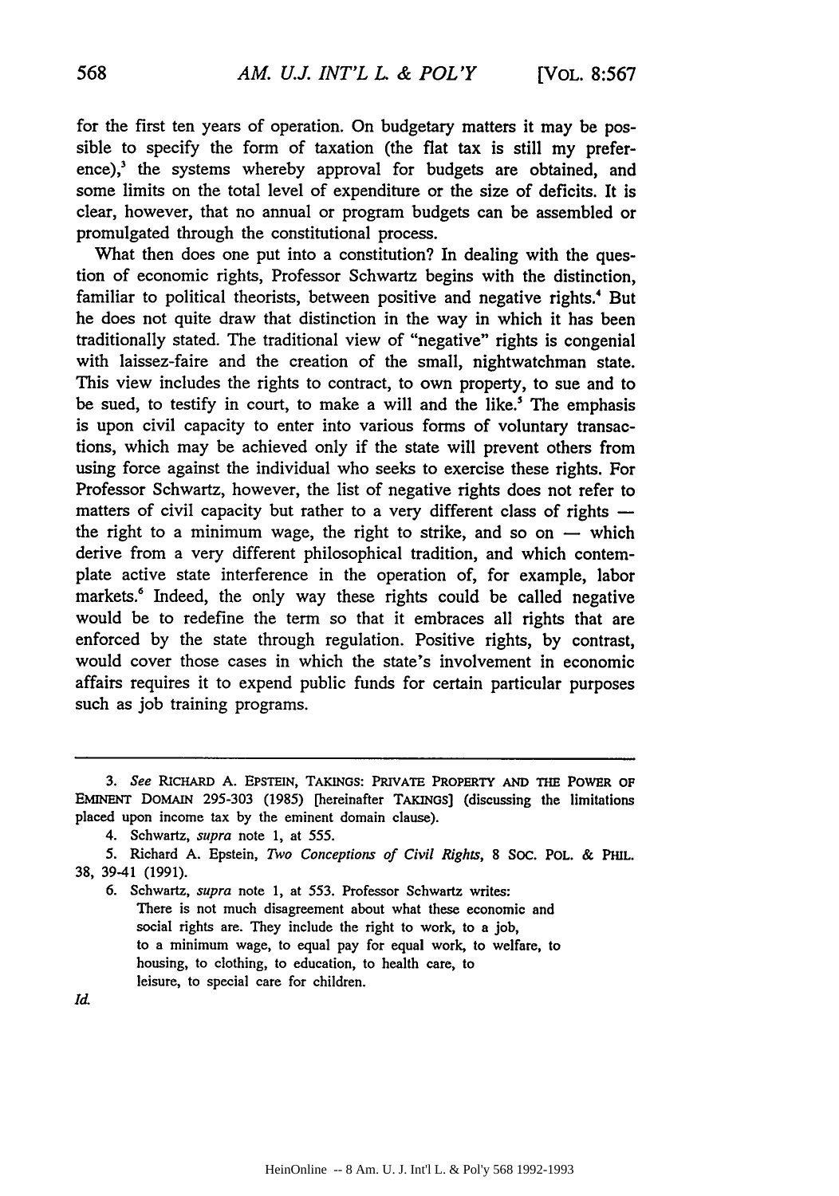for the first ten years of operation. On budgetary matters it may be possible to specify the form of taxation (the flat tax is still my preference),[3] the systems whereby approval for budgets are obtained, and some limits on the total level of expenditure or the size of deficits. It is clear, however, that no annual or program budgets can be assembled or promulgated through the constitutional process.

What then does one put into a constitution? In dealing with the question of economic rights, Professor Schwartz begins with the distinction, familiar to political theorists, between positive and negative rights.[4] But he does not quite draw that distinction in the way in which it has been traditionally stated. The traditional view of "negative" rights is congenial with laissez-faire and the creation of the small, nightwatchman state. This view includes the rights to contract, to own property, to sue and to be sued, to testify in court, to make a will and the like.[5] The emphasis is upon civil capacity to enter into various forms of voluntary transactions, which may be achieved only if the state will prevent others from using force against the individual who seeks to exercise these rights. For Professor Schwartz, however, the list of negative rights does not refer to matters of civil capacity but rather to a very different class of rights — the right to a minimum wage, the right to strike, and so on — which derive from a very different philosophical tradition, and which contemplate active state interference in the operation of, for example, labor markets.[6] Indeed, the only way these rights could be called negative would be to redefine the term so that it embraces all rights that are enforced by the state through regulation. Positive rights, by contrast, would cover those cases in which the state's involvement in economic affairs requires it to expend public funds for certain particular purposes such as job training programs.

---

3. *See* RICHARD A. EPSTEIN, TAKINGS: PRIVATE PROPERTY AND THE POWER OF EMINENT DOMAIN 295-303 (1985) [hereinafter TAKINGS] (discussing the limitations placed upon income tax by the eminent domain clause).

4. Schwartz, *supra* note 1, at 555.

5. Richard A. Epstein, *Two Conceptions of Civil Rights*, 8 SOC. POL. & PHIL. 38, 39-41 (1991).

6. Schwartz, *supra* note 1, at 553. Professor Schwartz writes:

> There is not much disagreement about what these economic and social rights are. They include the right to work, to a job, to a minimum wage, to equal pay for equal work, to welfare, to housing, to clothing, to education, to health care, to leisure, to special care for children.

*Id.*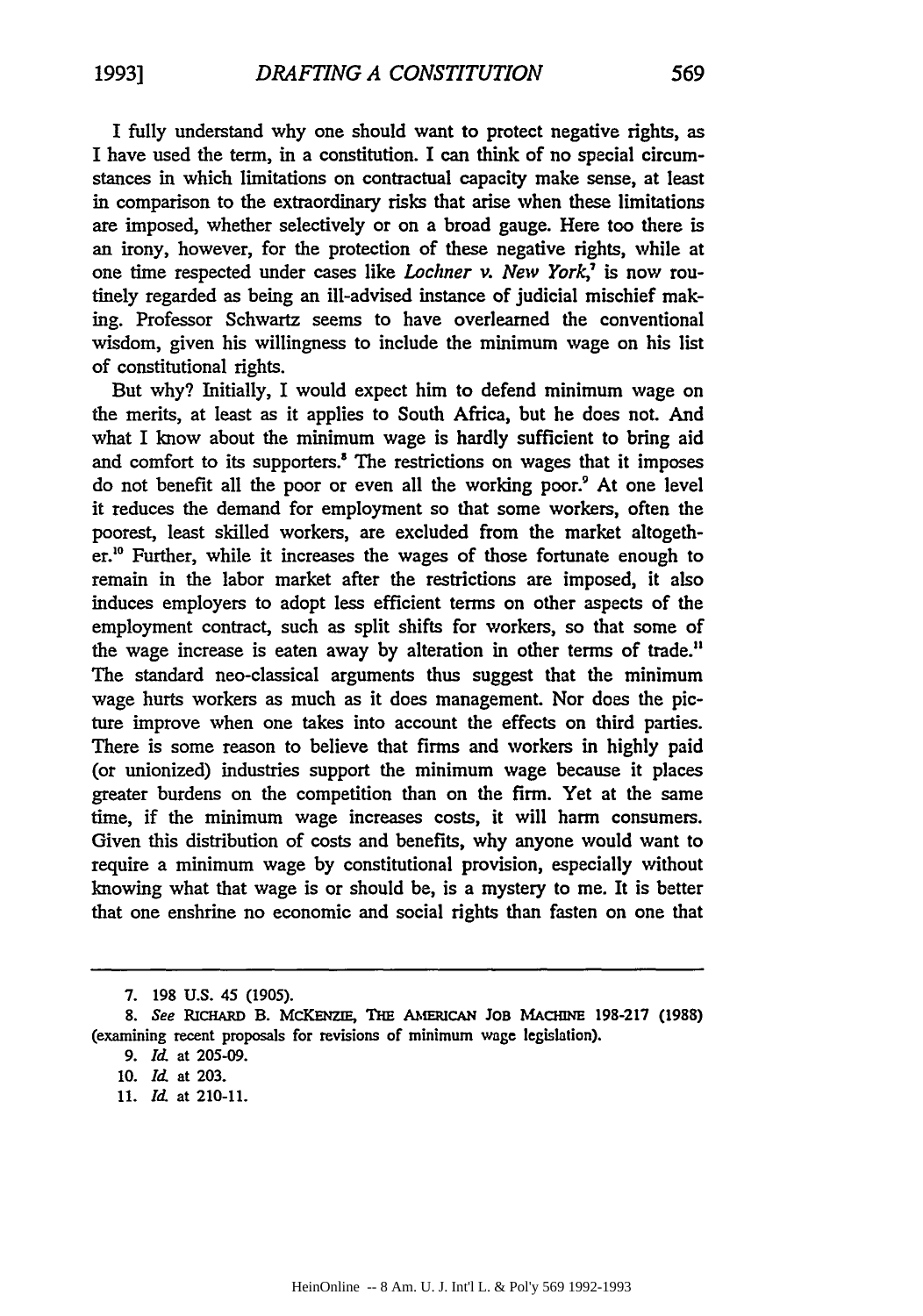I fully understand why one should want to protect negative rights, as I have used the term, in a constitution. I can think of no special circumstances in which limitations on contractual capacity make sense, at least in comparison to the extraordinary risks that arise when these limitations are imposed, whether selectively or on a broad gauge. Here too there is an irony, however, for the protection of these negative rights, while at one time respected under cases like *Lochner v. New York*,[7] is now routinely regarded as being an ill-advised instance of judicial mischief making. Professor Schwartz seems to have overlearned the conventional wisdom, given his willingness to include the minimum wage on his list of constitutional rights.

But why? Initially, I would expect him to defend minimum wage on the merits, at least as it applies to South Africa, but he does not. And what I know about the minimum wage is hardly sufficient to bring aid and comfort to its supporters.[8] The restrictions on wages that it imposes do not benefit all the poor or even all the working poor.[9] At one level it reduces the demand for employment so that some workers, often the poorest, least skilled workers, are excluded from the market altogether.[10] Further, while it increases the wages of those fortunate enough to remain in the labor market after the restrictions are imposed, it also induces employers to adopt less efficient terms on other aspects of the employment contract, such as split shifts for workers, so that some of the wage increase is eaten away by alteration in other terms of trade.[11] The standard neo-classical arguments thus suggest that the minimum wage hurts workers as much as it does management. Nor does the picture improve when one takes into account the effects on third parties. There is some reason to believe that firms and workers in highly paid (or unionized) industries support the minimum wage because it places greater burdens on the competition than on the firm. Yet at the same time, if the minimum wage increases costs, it will harm consumers. Given this distribution of costs and benefits, why anyone would want to require a minimum wage by constitutional provision, especially without knowing what that wage is or should be, is a mystery to me. It is better that one enshrine no economic and social rights than fasten on one that

---

7. 198 U.S. 45 (1905).

8. *See* RICHARD B. MCKENZIE, THE AMERICAN JOB MACHINE 198-217 (1988) (examining recent proposals for revisions of minimum wage legislation).

9. *Id.* at 205-09.

10. *Id.* at 203.

11. *Id.* at 210-11.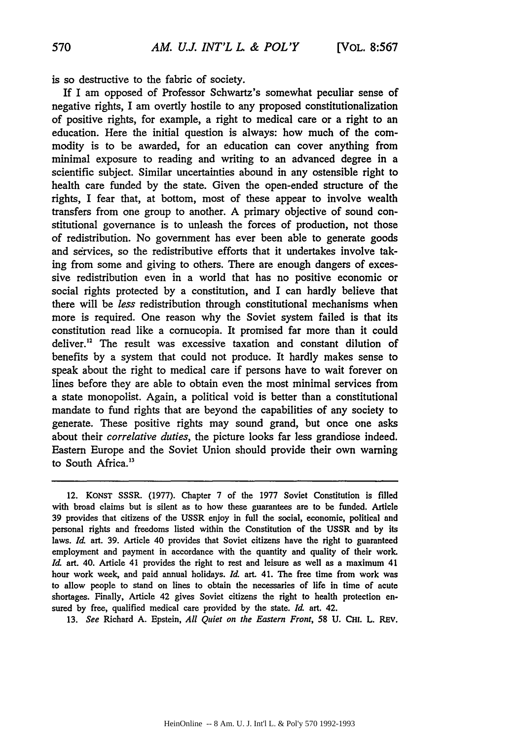is so destructive to the fabric of society.

If I am opposed of Professor Schwartz's somewhat peculiar sense of negative rights, I am overtly hostile to any proposed constitutionalization of positive rights, for example, a right to medical care or a right to an education. Here the initial question is always: how much of the commodity is to be awarded, for an education can cover anything from minimal exposure to reading and writing to an advanced degree in a scientific subject. Similar uncertainties abound in any ostensible right to health care funded by the state. Given the open-ended structure of the rights, I fear that, at bottom, most of these appear to involve wealth transfers from one group to another. A primary objective of sound constitutional governance is to unleash the forces of production, not those of redistribution. No government has ever been able to generate goods and services, so the redistributive efforts that it undertakes involve taking from some and giving to others. There are enough dangers of excessive redistribution even in a world that has no positive economic or social rights protected by a constitution, and I can hardly believe that there will be *less* redistribution through constitutional mechanisms when more is required. One reason why the Soviet system failed is that its constitution read like a cornucopia. It promised far more than it could deliver.[12] The result was excessive taxation and constant dilution of benefits by a system that could not produce. It hardly makes sense to speak about the right to medical care if persons have to wait forever on lines before they are able to obtain even the most minimal services from a state monopolist. Again, a political void is better than a constitutional mandate to fund rights that are beyond the capabilities of any society to generate. These positive rights may sound grand, but once one asks about their *correlative duties*, the picture looks far less grandiose indeed. Eastern Europe and the Soviet Union should provide their own warning to South Africa.[13]

---

12. KONST SSSR. (1977). Chapter 7 of the 1977 Soviet Constitution is filled with broad claims but is silent as to how these guarantees are to be funded. Article 39 provides that citizens of the USSR enjoy in full the social, economic, political and personal rights and freedoms listed within the Constitution of the USSR and by its laws. *Id.* art. 39. Article 40 provides that Soviet citizens have the right to guaranteed employment and payment in accordance with the quantity and quality of their work. *Id.* art. 40. Article 41 provides the right to rest and leisure as well as a maximum 41 hour work week, and paid annual holidays. *Id.* art. 41. The free time from work was to allow people to stand on lines to obtain the necessaries of life in time of acute shortages. Finally, Article 42 gives Soviet citizens the right to health protection ensured by free, qualified medical care provided by the state. *Id.* art. 42.

13. *See* Richard A. Epstein, *All Quiet on the Eastern Front*, 58 U. CHI. L. REV.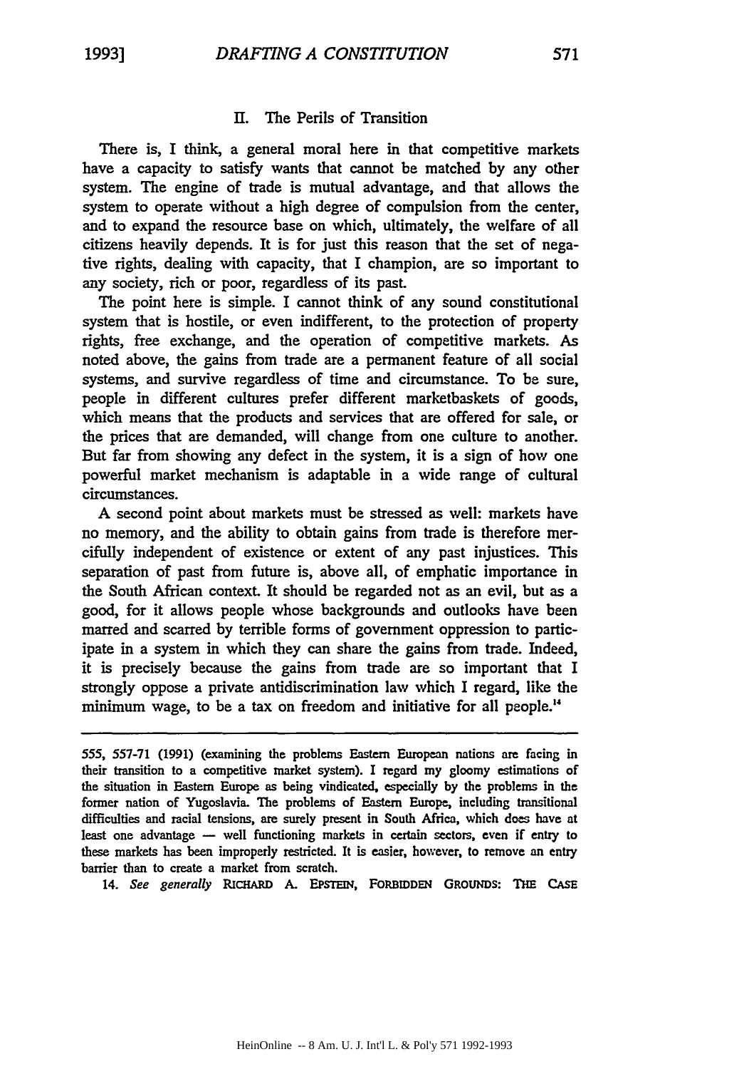## II. The Perils of Transition

There is, I think, a general moral here in that competitive markets have a capacity to satisfy wants that cannot be matched by any other system. The engine of trade is mutual advantage, and that allows the system to operate without a high degree of compulsion from the center, and to expand the resource base on which, ultimately, the welfare of all citizens heavily depends. It is for just this reason that the set of negative rights, dealing with capacity, that I champion, are so important to any society, rich or poor, regardless of its past.

The point here is simple. I cannot think of any sound constitutional system that is hostile, or even indifferent, to the protection of property rights, free exchange, and the operation of competitive markets. As noted above, the gains from trade are a permanent feature of all social systems, and survive regardless of time and circumstance. To be sure, people in different cultures prefer different marketbaskets of goods, which means that the products and services that are offered for sale, or the prices that are demanded, will change from one culture to another. But far from showing any defect in the system, it is a sign of how one powerful market mechanism is adaptable in a wide range of cultural circumstances.

A second point about markets must be stressed as well: markets have no memory, and the ability to obtain gains from trade is therefore mercifully independent of existence or extent of any past injustices. This separation of past from future is, above all, of emphatic importance in the South African context. It should be regarded not as an evil, but as a good, for it allows people whose backgrounds and outlooks have been marred and scarred by terrible forms of government oppression to participate in a system in which they can share the gains from trade. Indeed, it is precisely because the gains from trade are so important that I strongly oppose a private antidiscrimination law which I regard, like the minimum wage, to be a tax on freedom and initiative for all people.[14]

---

555, 557-71 (1991) (examining the problems Eastern European nations are facing in their transition to a competitive market system). I regard my gloomy estimations of the situation in Eastern Europe as being vindicated, especially by the problems in the former nation of Yugoslavia. The problems of Eastern Europe, including transitional difficulties and racial tensions, are surely present in South Africa, which does have at least one advantage — well functioning markets in certain sectors, even if entry to these markets has been improperly restricted. It is easier, however, to remove an entry barrier than to create a market from scratch.

14. *See generally* RICHARD A. EPSTEIN, FORBIDDEN GROUNDS: THE CASE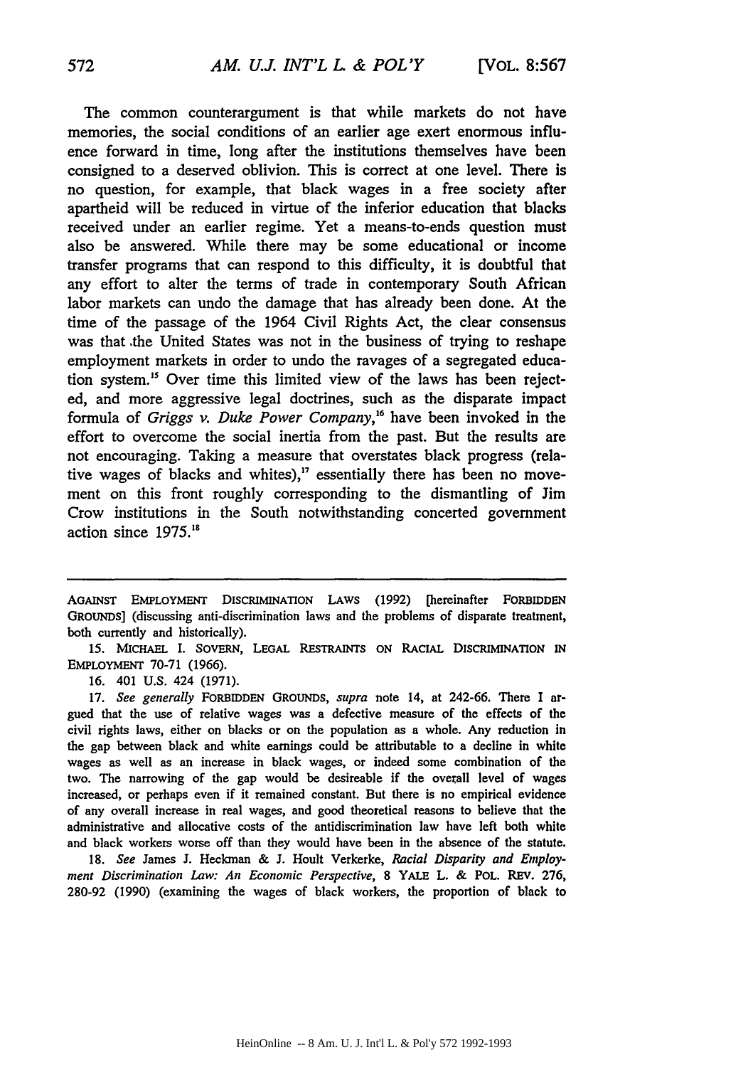The common counterargument is that while markets do not have memories, the social conditions of an earlier age exert enormous influence forward in time, long after the institutions themselves have been consigned to a deserved oblivion. This is correct at one level. There is no question, for example, that black wages in a free society after apartheid will be reduced in virtue of the inferior education that blacks received under an earlier regime. Yet a means-to-ends question must also be answered. While there may be some educational or income transfer programs that can respond to this difficulty, it is doubtful that any effort to alter the terms of trade in contemporary South African labor markets can undo the damage that has already been done. At the time of the passage of the 1964 Civil Rights Act, the clear consensus was that the United States was not in the business of trying to reshape employment markets in order to undo the ravages of a segregated education system.[15] Over time this limited view of the laws has been rejected, and more aggressive legal doctrines, such as the disparate impact formula of *Griggs v. Duke Power Company*,[16] have been invoked in the effort to overcome the social inertia from the past. But the results are not encouraging. Taking a measure that overstates black progress (relative wages of blacks and whites),[17] essentially there has been no movement on this front roughly corresponding to the dismantling of Jim Crow institutions in the South notwithstanding concerted government action since 1975.[18]

---

AGAINST EMPLOYMENT DISCRIMINATION LAWS (1992) [hereinafter FORBIDDEN GROUNDS] (discussing anti-discrimination laws and the problems of disparate treatment, both currently and historically).

15. MICHAEL I. SOVERN, LEGAL RESTRAINTS ON RACIAL DISCRIMINATION IN EMPLOYMENT 70-71 (1966).

16. 401 U.S. 424 (1971).

17. *See generally* FORBIDDEN GROUNDS, *supra* note 14, at 242-66. There I argued that the use of relative wages was a defective measure of the effects of the civil rights laws, either on blacks or on the population as a whole. Any reduction in the gap between black and white earnings could be attributable to a decline in white wages as well as an increase in black wages, or indeed some combination of the two. The narrowing of the gap would be desireable if the overall level of wages increased, or perhaps even if it remained constant. But there is no empirical evidence of any overall increase in real wages, and good theoretical reasons to believe that the administrative and allocative costs of the antidiscrimination law have left both white and black workers worse off than they would have been in the absence of the statute.

18. *See* James J. Heckman & J. Hoult Verkerke, *Racial Disparity and Employment Discrimination Law: An Economic Perspective*, 8 YALE L. & POL. REV. 276, 280-92 (1990) (examining the wages of black workers, the proportion of black to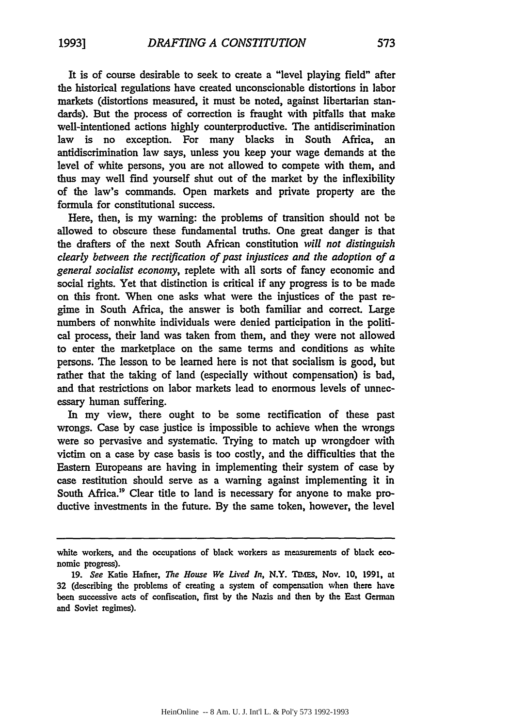It is of course desirable to seek to create a "level playing field" after the historical regulations have created unconscionable distortions in labor markets (distortions measured, it must be noted, against libertarian standards). But the process of correction is fraught with pitfalls that make well-intentioned actions highly counterproductive. The antidiscrimination law is no exception. For many blacks in South Africa, an antidiscrimination law says, unless you keep your wage demands at the level of white persons, you are not allowed to compete with them, and thus may well find yourself shut out of the market by the inflexibility of the law's commands. Open markets and private property are the formula for constitutional success.

Here, then, is my warning: the problems of transition should not be allowed to obscure these fundamental truths. One great danger is that the drafters of the next South African constitution *will not distinguish clearly between the rectification of past injustices and the adoption of a general socialist economy*, replete with all sorts of fancy economic and social rights. Yet that distinction is critical if any progress is to be made on this front. When one asks what were the injustices of the past regime in South Africa, the answer is both familiar and correct. Large numbers of nonwhite individuals were denied participation in the political process, their land was taken from them, and they were not allowed to enter the marketplace on the same terms and conditions as white persons. The lesson to be learned here is not that socialism is good, but rather that the taking of land (especially without compensation) is bad, and that restrictions on labor markets lead to enormous levels of unnecessary human suffering.

In my view, there ought to be some rectification of these past wrongs. Case by case justice is impossible to achieve when the wrongs were so pervasive and systematic. Trying to match up wrongdoer with victim on a case by case basis is too costly, and the difficulties that the Eastern Europeans are having in implementing their system of case by case restitution should serve as a warning against implementing it in South Africa.[19] Clear title to land is necessary for anyone to make productive investments in the future. By the same token, however, the level

---

white workers, and the occupations of black workers as measurements of black economic progress).

19. *See* Katie Hafner, *The House We Lived In*, N.Y. TIMES, Nov. 10, 1991, at 32 (describing the problems of creating a system of compensation when there have been successive acts of confiscation, first by the Nazis and then by the East German and Soviet regimes).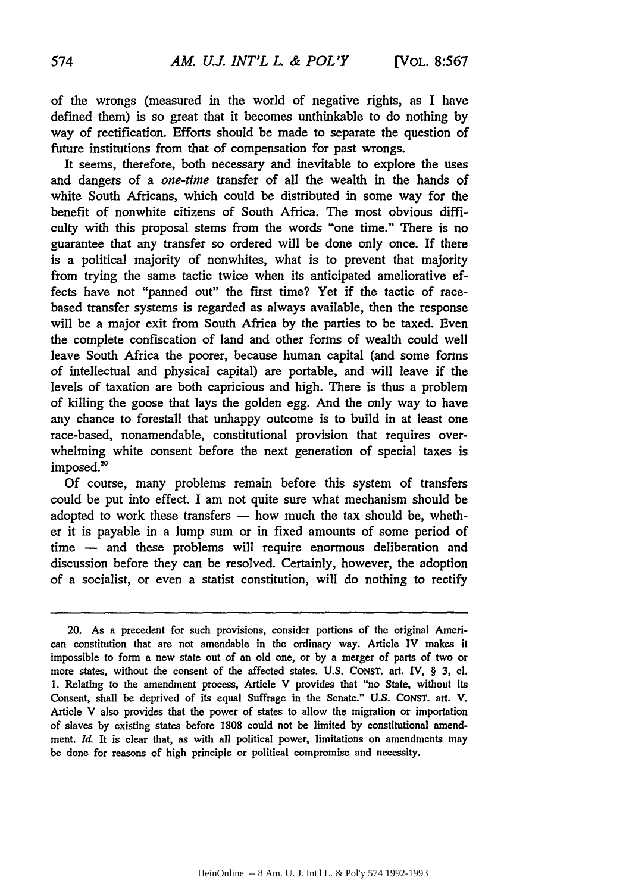of the wrongs (measured in the world of negative rights, as I have defined them) is so great that it becomes unthinkable to do nothing by way of rectification. Efforts should be made to separate the question of future institutions from that of compensation for past wrongs.

It seems, therefore, both necessary and inevitable to explore the uses and dangers of a *one-time* transfer of all the wealth in the hands of white South Africans, which could be distributed in some way for the benefit of nonwhite citizens of South Africa. The most obvious difficulty with this proposal stems from the words "one time." There is no guarantee that any transfer so ordered will be done only once. If there is a political majority of nonwhites, what is to prevent that majority from trying the same tactic twice when its anticipated ameliorative effects have not "panned out" the first time? Yet if the tactic of race-based transfer systems is regarded as always available, then the response will be a major exit from South Africa by the parties to be taxed. Even the complete confiscation of land and other forms of wealth could well leave South Africa the poorer, because human capital (and some forms of intellectual and physical capital) are portable, and will leave if the levels of taxation are both capricious and high. There is thus a problem of killing the goose that lays the golden egg. And the only way to have any chance to forestall that unhappy outcome is to build in at least one race-based, nonamendable, constitutional provision that requires overwhelming white consent before the next generation of special taxes is imposed.[20]

Of course, many problems remain before this system of transfers could be put into effect. I am not quite sure what mechanism should be adopted to work these transfers — how much the tax should be, whether it is payable in a lump sum or in fixed amounts of some period of time — and these problems will require enormous deliberation and discussion before they can be resolved. Certainly, however, the adoption of a socialist, or even a statist constitution, will do nothing to rectify

---

20. As a precedent for such provisions, consider portions of the original American constitution that are not amendable in the ordinary way. Article IV makes it impossible to form a new state out of an old one, or by a merger of parts of two or more states, without the consent of the affected states. U.S. CONST. art. IV, § 3, cl. 1. Relating to the amendment process, Article V provides that "no State, without its Consent, shall be deprived of its equal Suffrage in the Senate." U.S. CONST. art. V. Article V also provides that the power of states to allow the migration or importation of slaves by existing states before 1808 could not be limited by constitutional amendment. *Id.* It is clear that, as with all political power, limitations on amendments may be done for reasons of high principle or political compromise and necessity.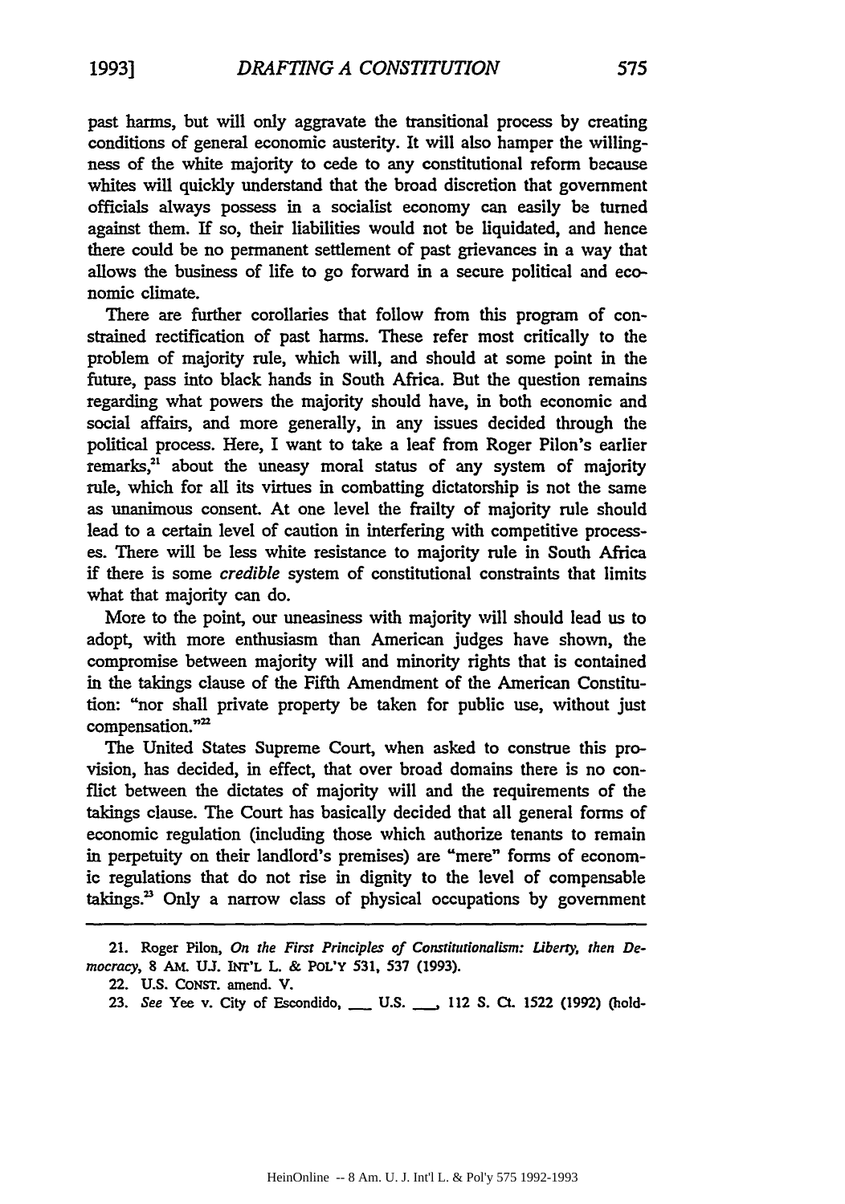past harms, but will only aggravate the transitional process by creating conditions of general economic austerity. It will also hamper the willingness of the white majority to cede to any constitutional reform because whites will quickly understand that the broad discretion that government officials always possess in a socialist economy can easily be turned against them. If so, their liabilities would not be liquidated, and hence there could be no permanent settlement of past grievances in a way that allows the business of life to go forward in a secure political and economic climate.

There are further corollaries that follow from this program of constrained rectification of past harms. These refer most critically to the problem of majority rule, which will, and should at some point in the future, pass into black hands in South Africa. But the question remains regarding what powers the majority should have, in both economic and social affairs, and more generally, in any issues decided through the political process. Here, I want to take a leaf from Roger Pilon's earlier remarks,[21] about the uneasy moral status of any system of majority rule, which for all its virtues in combatting dictatorship is not the same as unanimous consent. At one level the frailty of majority rule should lead to a certain level of caution in interfering with competitive processes. There will be less white resistance to majority rule in South Africa if there is some *credible* system of constitutional constraints that limits what that majority can do.

More to the point, our uneasiness with majority will should lead us to adopt, with more enthusiasm than American judges have shown, the compromise between majority will and minority rights that is contained in the takings clause of the Fifth Amendment of the American Constitution: "nor shall private property be taken for public use, without just compensation."[22]

The United States Supreme Court, when asked to construe this provision, has decided, in effect, that over broad domains there is no conflict between the dictates of majority will and the requirements of the takings clause. The Court has basically decided that all general forms of economic regulation (including those which authorize tenants to remain in perpetuity on their landlord's premises) are "mere" forms of economic regulations that do not rise in dignity to the level of compensable takings.[23] Only a narrow class of physical occupations by government

---

21. Roger Pilon, *On the First Principles of Constitutionalism: Liberty, then Democracy*, 8 AM. U.J. INT'L L. & POL'Y 531, 537 (1993).

22. U.S. CONST. amend. V.

23. *See* Yee v. City of Escondido, ___ U.S. ___, 112 S. Ct. 1522 (1992) (hold-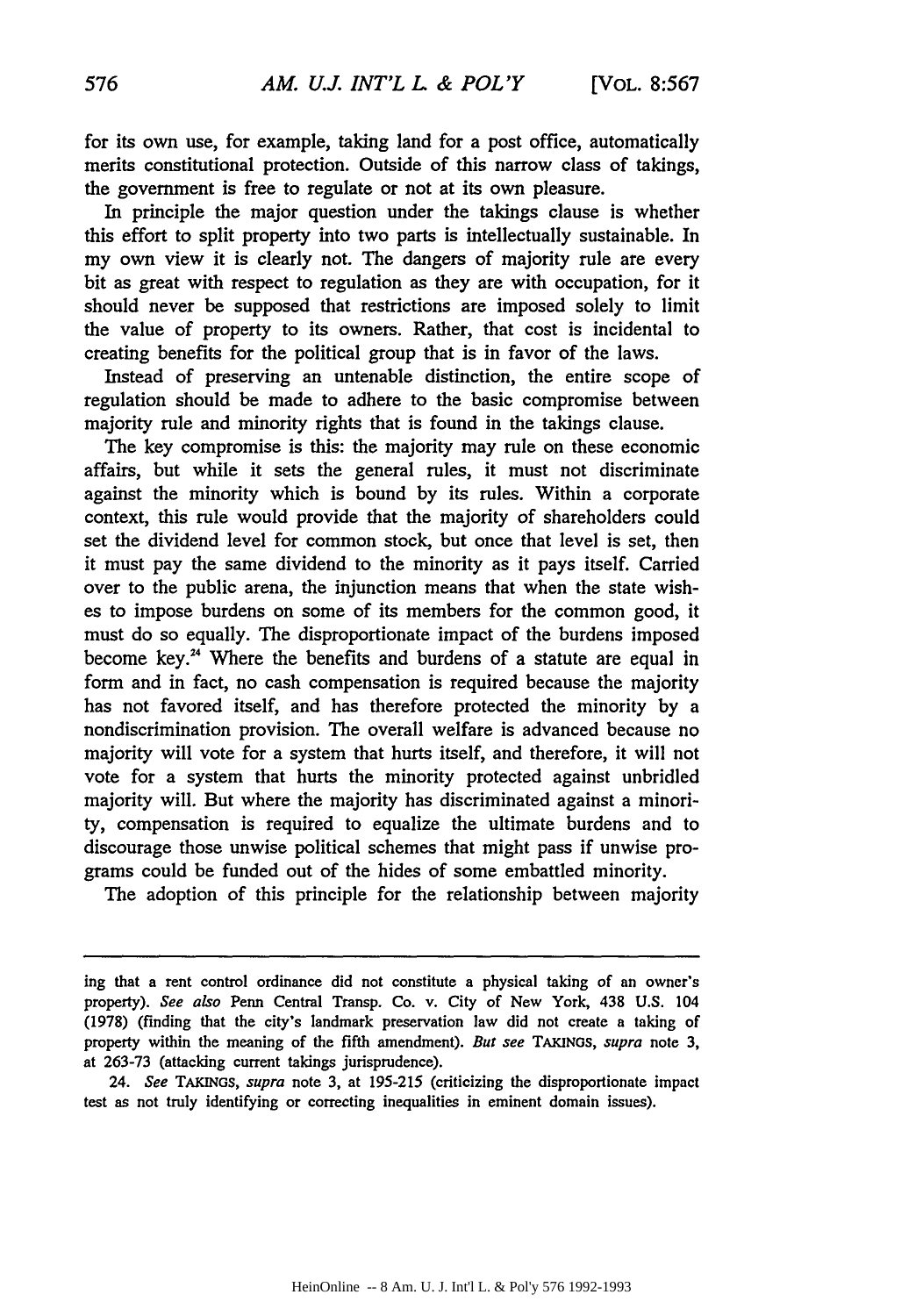for its own use, for example, taking land for a post office, automatically merits constitutional protection. Outside of this narrow class of takings, the government is free to regulate or not at its own pleasure.

In principle the major question under the takings clause is whether this effort to split property into two parts is intellectually sustainable. In my own view it is clearly not. The dangers of majority rule are every bit as great with respect to regulation as they are with occupation, for it should never be supposed that restrictions are imposed solely to limit the value of property to its owners. Rather, that cost is incidental to creating benefits for the political group that is in favor of the laws.

Instead of preserving an untenable distinction, the entire scope of regulation should be made to adhere to the basic compromise between majority rule and minority rights that is found in the takings clause.

The key compromise is this: the majority may rule on these economic affairs, but while it sets the general rules, it must not discriminate against the minority which is bound by its rules. Within a corporate context, this rule would provide that the majority of shareholders could set the dividend level for common stock, but once that level is set, then it must pay the same dividend to the minority as it pays itself. Carried over to the public arena, the injunction means that when the state wishes to impose burdens on some of its members for the common good, it must do so equally. The disproportionate impact of the burdens imposed become key.[24] Where the benefits and burdens of a statute are equal in form and in fact, no cash compensation is required because the majority has not favored itself, and has therefore protected the minority by a nondiscrimination provision. The overall welfare is advanced because no majority will vote for a system that hurts itself, and therefore, it will not vote for a system that hurts the minority protected against unbridled majority will. But where the majority has discriminated against a minority, compensation is required to equalize the ultimate burdens and to discourage those unwise political schemes that might pass if unwise programs could be funded out of the hides of some embattled minority.

The adoption of this principle for the relationship between majority

---

ing that a rent control ordinance did not constitute a physical taking of an owner's property). *See also* Penn Central Transp. Co. v. City of New York, 438 U.S. 104 (1978) (finding that the city's landmark preservation law did not create a taking of property within the meaning of the fifth amendment). *But see* TAKINGS, *supra* note 3, at 263-73 (attacking current takings jurisprudence).

24. *See* TAKINGS, *supra* note 3, at 195-215 (criticizing the disproportionate impact test as not truly identifying or correcting inequalities in eminent domain issues).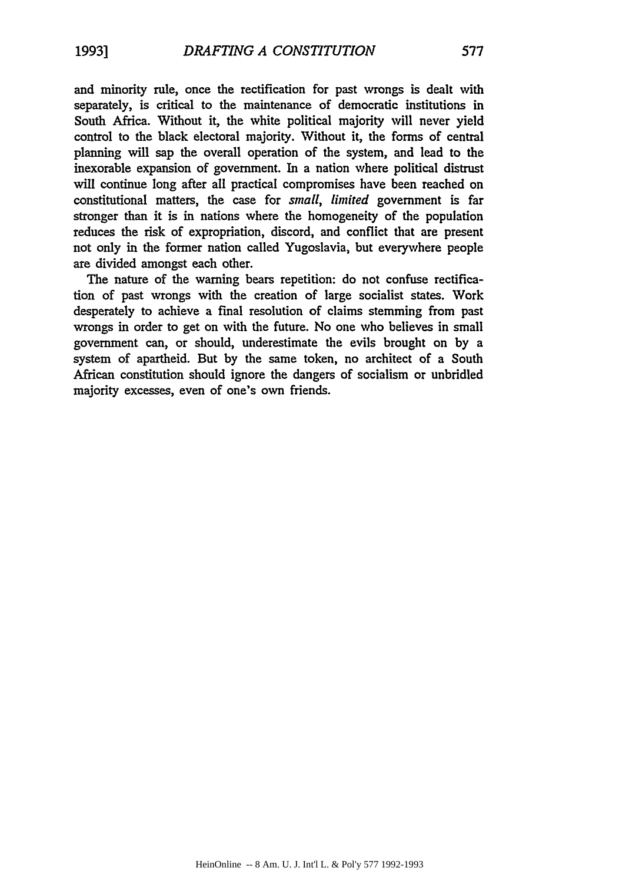and minority rule, once the rectification for past wrongs is dealt with separately, is critical to the maintenance of democratic institutions in South Africa. Without it, the white political majority will never yield control to the black electoral majority. Without it, the forms of central planning will sap the overall operation of the system, and lead to the inexorable expansion of government. In a nation where political distrust will continue long after all practical compromises have been reached on constitutional matters, the case for *small, limited* government is far stronger than it is in nations where the homogeneity of the population reduces the risk of expropriation, discord, and conflict that are present not only in the former nation called Yugoslavia, but everywhere people are divided amongst each other.

The nature of the warning bears repetition: do not confuse rectification of past wrongs with the creation of large socialist states. Work desperately to achieve a final resolution of claims stemming from past wrongs in order to get on with the future. No one who believes in small government can, or should, underestimate the evils brought on by a system of apartheid. But by the same token, no architect of a South African constitution should ignore the dangers of socialism or unbridled majority excesses, even of one's own friends.